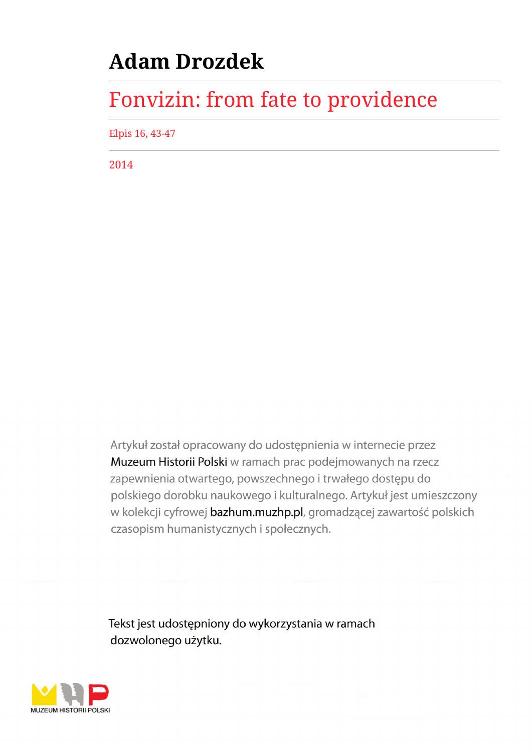# Adam Drozdek

## Fonvizin: from fate to providence

Elpis 16, 43-47

2014

Artykuł został opracowany do udostępnienia w internecie przez Muzeum Historii Polski w ramach prac podejmowanych na rzecz zapewnienia otwartego, powszechnego i trwałego dostępu do polskiego dorobku naukowego i kulturalnego. Artykuł jest umieszczony w kolekcji cyfrowej bazhum.muzhp.pl, gromadzącej zawartość polskich czasopism humanistycznych i społecznych.

Tekst jest udostępniony do wykorzystania w ramach dozwolonego użytku.

MUZEUM HISTORII POLSKI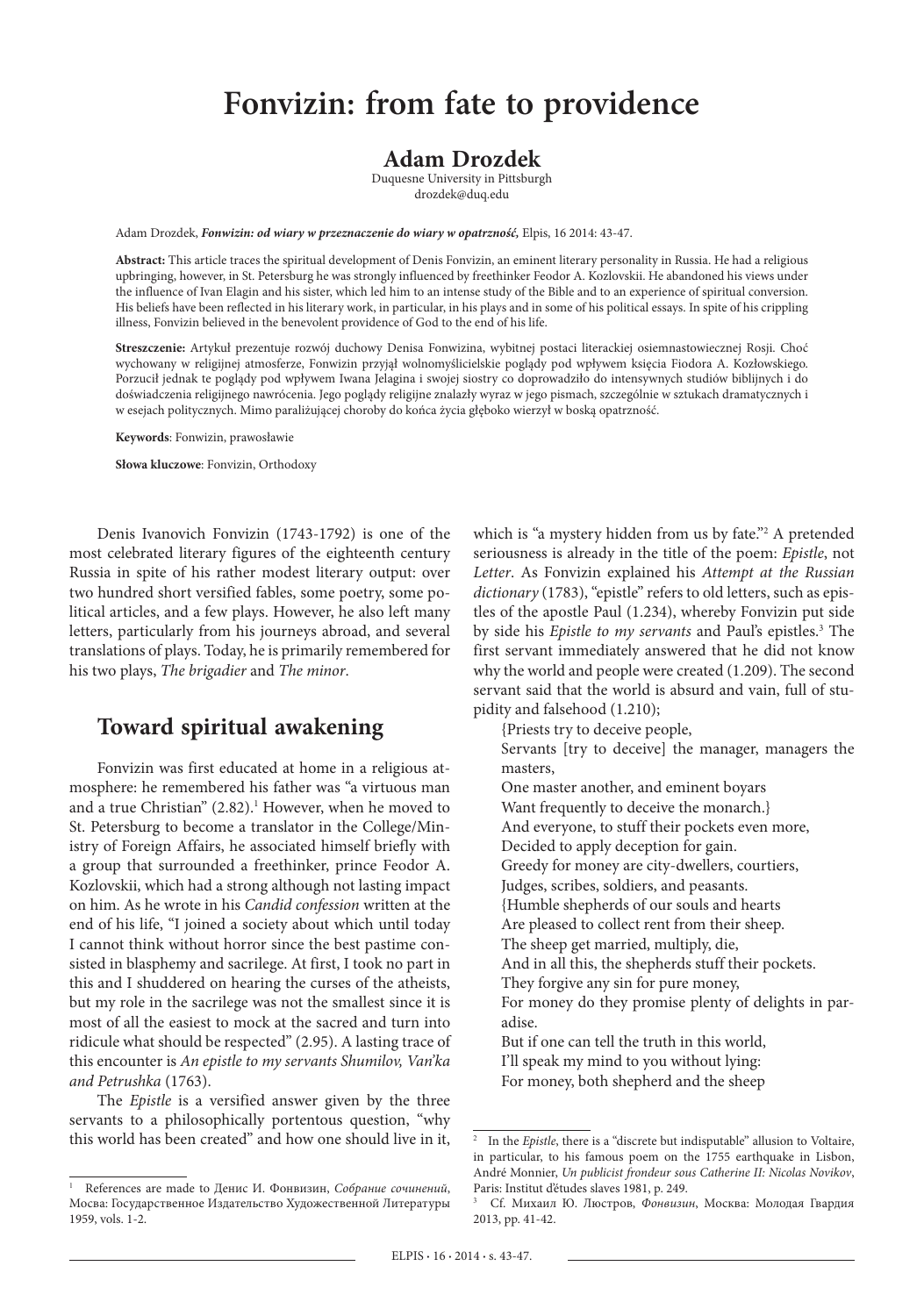# Fonvizin: from fate to providence

## Adam Drozdek

Duquesne University in Pittsburgh
drozdek@duq.edu

Adam Drozdek, ***Fonwizin: od wiary w przeznaczenie do wiary w opatrzność,*** Elpis, 16 2014: 43-47.

**Abstract:** This article traces the spiritual development of Denis Fonvizin, an eminent literary personality in Russia. He had a religious upbringing, however, in St. Petersburg he was strongly influenced by freethinker Feodor A. Kozlovskii. He abandoned his views under the influence of Ivan Elagin and his sister, which led him to an intense study of the Bible and to an experience of spiritual conversion. His beliefs have been reflected in his literary work, in particular, in his plays and in some of his political essays. In spite of his crippling illness, Fonvizin believed in the benevolent providence of God to the end of his life.

**Streszczenie:** Artykuł prezentuje rozwój duchowy Denisa Fonwizina, wybitnej postaci literackiej osiemnastowiecznej Rosji. Choć wychowany w religijnej atmosferze, Fonwizin przyjął wolnomyślicielskie poglądy pod wpływem księcia Fiodora A. Kozłowskiego. Porzucił jednak te poglądy pod wpływem Iwana Jelagina i swojej siostry co doprowadziło do intensywnych studiów biblijnych i do doświadczenia religijnego nawrócenia. Jego poglądy religijne znalazły wyraz w jego pismach, szczególnie w sztukach dramatycznych i w esejach politycznych. Mimo paraliżującej choroby do końca życia głęboko wierzył w boską opatrzność.

**Keywords**: Fonwizin, prawosławie

**Słowa kluczowe**: Fonvizin, Orthodoxy

Denis Ivanovich Fonvizin (1743-1792) is one of the most celebrated literary figures of the eighteenth century Russia in spite of his rather modest literary output: over two hundred short versified fables, some poetry, some political articles, and a few plays. However, he also left many letters, particularly from his journeys abroad, and several translations of plays. Today, he is primarily remembered for his two plays, *The brigadier* and *The minor*.

## Toward spiritual awakening

Fonvizin was first educated at home in a religious atmosphere: he remembered his father was "a virtuous man and a true Christian" (2.82).[1] However, when he moved to St. Petersburg to become a translator in the College/Ministry of Foreign Affairs, he associated himself briefly with a group that surrounded a freethinker, prince Feodor A. Kozlovskii, which had a strong although not lasting impact on him. As he wrote in his *Candid confession* written at the end of his life, "I joined a society about which until today I cannot think without horror since the best pastime consisted in blasphemy and sacrilege. At first, I took no part in this and I shuddered on hearing the curses of the atheists, but my role in the sacrilege was not the smallest since it is most of all the easiest to mock at the sacred and turn into ridicule what should be respected" (2.95). A lasting trace of this encounter is *An epistle to my servants Shumilov, Van'ka and Petrushka* (1763).

The *Epistle* is a versified answer given by the three servants to a philosophically portentous question, "why this world has been created" and how one should live in it, which is "a mystery hidden from us by fate."[2] A pretended seriousness is already in the title of the poem: *Epistle*, not *Letter*. As Fonvizin explained his *Attempt at the Russian dictionary* (1783), "epistle" refers to old letters, such as epistles of the apostle Paul (1.234), whereby Fonvizin put side by side his *Epistle to my servants* and Paul's epistles.[3] The first servant immediately answered that he did not know why the world and people were created (1.209). The second servant said that the world is absurd and vain, full of stupidity and falsehood (1.210);

> {Priests try to deceive people,
> Servants [try to deceive] the manager, managers the masters,
> One master another, and eminent boyars
> Want frequently to deceive the monarch.}
> And everyone, to stuff their pockets even more,
> Decided to apply deception for gain.
> Greedy for money are city-dwellers, courtiers,
> Judges, scribes, soldiers, and peasants.
> {Humble shepherds of our souls and hearts
> Are pleased to collect rent from their sheep.
> The sheep get married, multiply, die,
> And in all this, the shepherds stuff their pockets.
> They forgive any sin for pure money,
> For money do they promise plenty of delights in paradise.
> But if one can tell the truth in this world,
> I'll speak my mind to you without lying:
> For money, both shepherd and the sheep

---

[1] References are made to Денис И. Фонвизин, *Собрание сочинений*, Мосва: Государственное Издательство Художественной Литературы 1959, vols. 1-2.

[2] In the *Epistle*, there is a "discrete but indisputable" allusion to Voltaire, in particular, to his famous poem on the 1755 earthquake in Lisbon, André Monnier, *Un publicist frondeur sous Catherine II: Nicolas Novikov*, Paris: Institut d'études slaves 1981, p. 249.

[3] Cf. Михаил Ю. Люстров, *Фонвизин*, Москва: Молодая Гвардия 2013, pp. 41-42.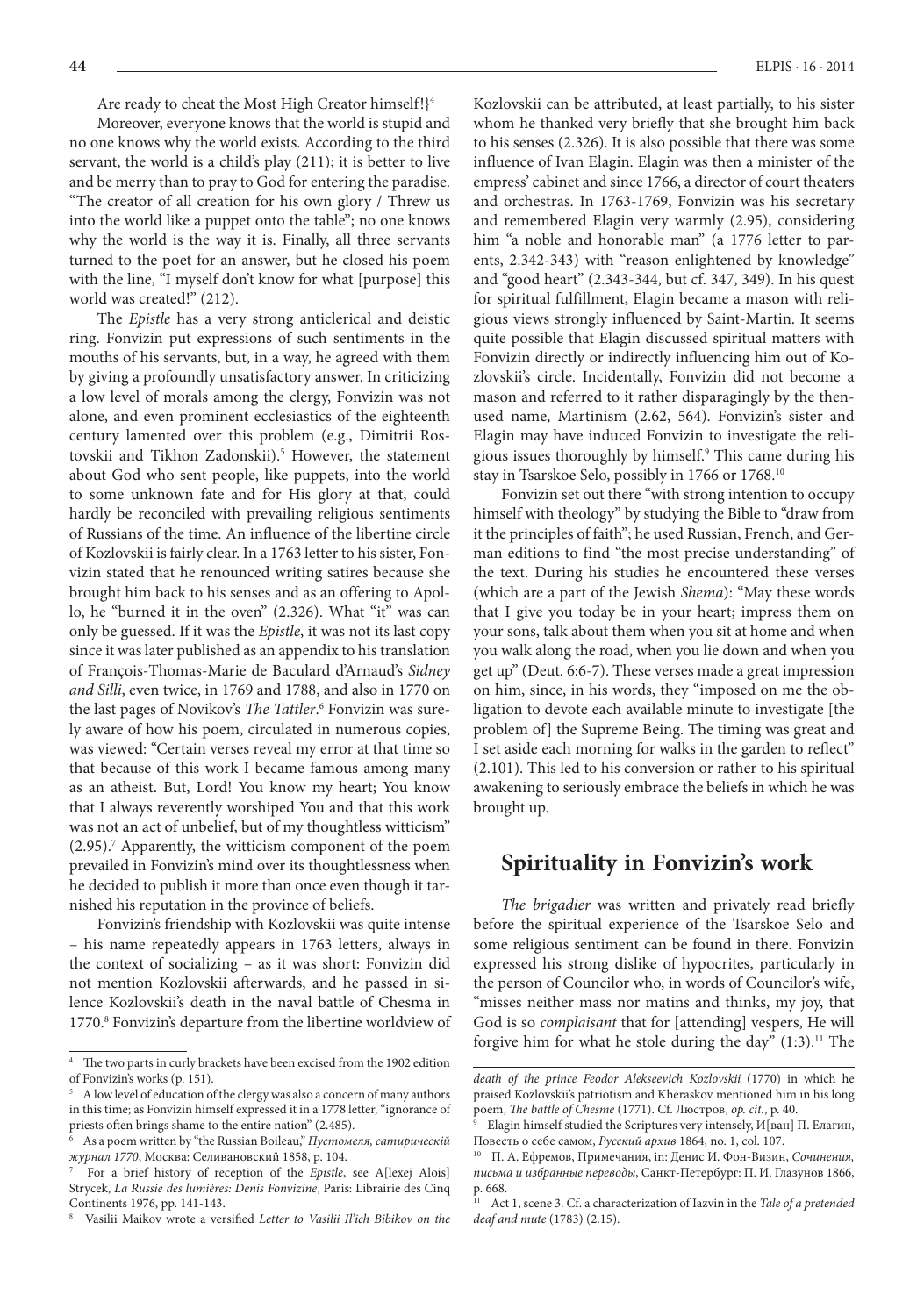Are ready to cheat the Most High Creator himself!}[4]

Moreover, everyone knows that the world is stupid and no one knows why the world exists. According to the third servant, the world is a child's play (211); it is better to live and be merry than to pray to God for entering the paradise. "The creator of all creation for his own glory / Threw us into the world like a puppet onto the table"; no one knows why the world is the way it is. Finally, all three servants turned to the poet for an answer, but he closed his poem with the line, "I myself don't know for what [purpose] this world was created!" (212).

The *Epistle* has a very strong anticlerical and deistic ring. Fonvizin put expressions of such sentiments in the mouths of his servants, but, in a way, he agreed with them by giving a profoundly unsatisfactory answer. In criticizing a low level of morals among the clergy, Fonvizin was not alone, and even prominent ecclesiastics of the eighteenth century lamented over this problem (e.g., Dimitrii Rostovskii and Tikhon Zadonskii).[5] However, the statement about God who sent people, like puppets, into the world to some unknown fate and for His glory at that, could hardly be reconciled with prevailing religious sentiments of Russians of the time. An influence of the libertine circle of Kozlovskii is fairly clear. In a 1763 letter to his sister, Fonvizin stated that he renounced writing satires because she brought him back to his senses and as an offering to Apollo, he "burned it in the oven" (2.326). What "it" was can only be guessed. If it was the *Epistle*, it was not its last copy since it was later published as an appendix to his translation of François-Thomas-Marie de Baculard d'Arnaud's *Sidney and Silli*, even twice, in 1769 and 1788, and also in 1770 on the last pages of Novikov's *The Tattler*.[6] Fonvizin was surely aware of how his poem, circulated in numerous copies, was viewed: "Certain verses reveal my error at that time so that because of this work I became famous among many as an atheist. But, Lord! You know my heart; You know that I always reverently worshiped You and that this work was not an act of unbelief, but of my thoughtless witticism" (2.95).[7] Apparently, the witticism component of the poem prevailed in Fonvizin's mind over its thoughtlessness when he decided to publish it more than once even though it tarnished his reputation in the province of beliefs.

Fonvizin's friendship with Kozlovskii was quite intense – his name repeatedly appears in 1763 letters, always in the context of socializing – as it was short: Fonvizin did not mention Kozlovskii afterwards, and he passed in silence Kozlovskii's death in the naval battle of Chesma in 1770.[8] Fonvizin's departure from the libertine worldview of Kozlovskii can be attributed, at least partially, to his sister whom he thanked very briefly that she brought him back to his senses (2.326). It is also possible that there was some influence of Ivan Elagin. Elagin was then a minister of the empress' cabinet and since 1766, a director of court theaters and orchestras. In 1763-1769, Fonvizin was his secretary and remembered Elagin very warmly (2.95), considering him "a noble and honorable man" (a 1776 letter to parents, 2.342-343) with "reason enlightened by knowledge" and "good heart" (2.343-344, but cf. 347, 349). In his quest for spiritual fulfillment, Elagin became a mason with religious views strongly influenced by Saint-Martin. It seems quite possible that Elagin discussed spiritual matters with Fonvizin directly or indirectly influencing him out of Kozlovskii's circle. Incidentally, Fonvizin did not become a mason and referred to it rather disparagingly by the then-used name, Martinism (2.62, 564). Fonvizin's sister and Elagin may have induced Fonvizin to investigate the religious issues thoroughly by himself.[9] This came during his stay in Tsarskoe Selo, possibly in 1766 or 1768.[10]

Fonvizin set out there "with strong intention to occupy himself with theology" by studying the Bible to "draw from it the principles of faith"; he used Russian, French, and German editions to find "the most precise understanding" of the text. During his studies he encountered these verses (which are a part of the Jewish *Shema*): "May these words that I give you today be in your heart; impress them on your sons, talk about them when you sit at home and when you walk along the road, when you lie down and when you get up" (Deut. 6:6-7). These verses made a great impression on him, since, in his words, they "imposed on me the obligation to devote each available minute to investigate [the problem of] the Supreme Being. The timing was great and I set aside each morning for walks in the garden to reflect" (2.101). This led to his conversion or rather to his spiritual awakening to seriously embrace the beliefs in which he was brought up.

## Spirituality in Fonvizin's work

*The brigadier* was written and privately read briefly before the spiritual experience of the Tsarskoe Selo and some religious sentiment can be found in there. Fonvizin expressed his strong dislike of hypocrites, particularly in the person of Councilor who, in words of Councilor's wife, "misses neither mass nor matins and thinks, my joy, that God is so *complaisant* that for [attending] vespers, He will forgive him for what he stole during the day" (1:3).[11] The

---

[4] The two parts in curly brackets have been excised from the 1902 edition of Fonvizin's works (p. 151).

[5] A low level of education of the clergy was also a concern of many authors in this time; as Fonvizin himself expressed it in a 1778 letter, "ignorance of priests often brings shame to the entire nation" (2.485).

[6] As a poem written by "the Russian Boileau," *Пустомеля, сатирическій журнал 1770*, Москва: Селивановский 1858, p. 104.

[7] For a brief history of reception of the *Epistle*, see A[lexej Alois] Strycek, *La Russie des lumières: Denis Fonvizine*, Paris: Librairie des Cinq Continents 1976, pp. 141-143.

[8] Vasilii Maikov wrote a versified *Letter to Vasilii Il'ich Bibikov on the death of the prince Feodor Alekseevich Kozlovskii* (1770) in which he praised Kozlovskii's patriotism and Kheraskov mentioned him in his long poem, *The battle of Chesme* (1771). Cf. Люстров, *op. cit.*, p. 40.

[9] Elagin himself studied the Scriptures very intensely, И[ван] П. Елагин, Повесть о себе самом, *Русский архив* 1864, no. 1, col. 107.

[10] П. А. Ефремов, Примечания, in: Денис И. Фон-Визин, *Сочинения, письма и избранные переводы*, Санкт-Петербург: П. И. Глазунов 1866, p. 668.

[11] Act 1, scene 3. Cf. a characterization of Iazvin in the *Tale of a pretended deaf and mute* (1783) (2.15).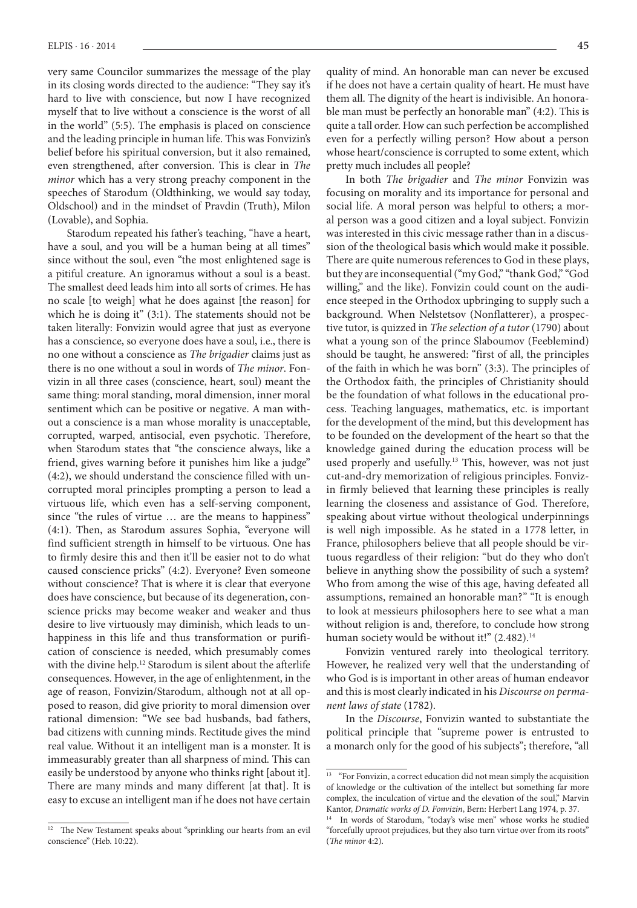very same Councilor summarizes the message of the play in its closing words directed to the audience: "They say it's hard to live with conscience, but now I have recognized myself that to live without a conscience is the worst of all in the world" (5:5). The emphasis is placed on conscience and the leading principle in human life. This was Fonvizin's belief before his spiritual conversion, but it also remained, even strengthened, after conversion. This is clear in *The minor* which has a very strong preachy component in the speeches of Starodum (Oldthinking, we would say today, Oldschool) and in the mindset of Pravdin (Truth), Milon (Lovable), and Sophia.

Starodum repeated his father's teaching, "have a heart, have a soul, and you will be a human being at all times" since without the soul, even "the most enlightened sage is a pitiful creature. An ignoramus without a soul is a beast. The smallest deed leads him into all sorts of crimes. He has no scale [to weigh] what he does against [the reason] for which he is doing it" (3:1). The statements should not be taken literally: Fonvizin would agree that just as everyone has a conscience, so everyone does have a soul, i.e., there is no one without a conscience as *The brigadier* claims just as there is no one without a soul in words of *The minor*. Fonvizin in all three cases (conscience, heart, soul) meant the same thing: moral standing, moral dimension, inner moral sentiment which can be positive or negative. A man without a conscience is a man whose morality is unacceptable, corrupted, warped, antisocial, even psychotic. Therefore, when Starodum states that "the conscience always, like a friend, gives warning before it punishes him like a judge" (4:2), we should understand the conscience filled with uncorrupted moral principles prompting a person to lead a virtuous life, which even has a self-serving component, since "the rules of virtue … are the means to happiness" (4:1). Then, as Starodum assures Sophia, "everyone will find sufficient strength in himself to be virtuous. One has to firmly desire this and then it'll be easier not to do what caused conscience pricks" (4:2). Everyone? Even someone without conscience? That is where it is clear that everyone does have conscience, but because of its degeneration, conscience pricks may become weaker and weaker and thus desire to live virtuously may diminish, which leads to unhappiness in this life and thus transformation or purification of conscience is needed, which presumably comes with the divine help.[12] Starodum is silent about the afterlife consequences. However, in the age of enlightenment, in the age of reason, Fonvizin/Starodum, although not at all opposed to reason, did give priority to moral dimension over rational dimension: "We see bad husbands, bad fathers, bad citizens with cunning minds. Rectitude gives the mind real value. Without it an intelligent man is a monster. It is immeasurably greater than all sharpness of mind. This can easily be understood by anyone who thinks right [about it]. There are many minds and many different [at that]. It is easy to excuse an intelligent man if he does not have certain quality of mind. An honorable man can never be excused if he does not have a certain quality of heart. He must have them all. The dignity of the heart is indivisible. An honorable man must be perfectly an honorable man" (4:2). This is quite a tall order. How can such perfection be accomplished even for a perfectly willing person? How about a person whose heart/conscience is corrupted to some extent, which pretty much includes all people?

In both *The brigadier* and *The minor* Fonvizin was focusing on morality and its importance for personal and social life. A moral person was helpful to others; a moral person was a good citizen and a loyal subject. Fonvizin was interested in this civic message rather than in a discussion of the theological basis which would make it possible. There are quite numerous references to God in these plays, but they are inconsequential ("my God," "thank God," "God willing," and the like). Fonvizin could count on the audience steeped in the Orthodox upbringing to supply such a background. When Nelstetsov (Nonflatterer), a prospective tutor, is quizzed in *The selection of a tutor* (1790) about what a young son of the prince Slaboumov (Feeblemind) should be taught, he answered: "first of all, the principles of the faith in which he was born" (3:3). The principles of the Orthodox faith, the principles of Christianity should be the foundation of what follows in the educational process. Teaching languages, mathematics, etc. is important for the development of the mind, but this development has to be founded on the development of the heart so that the knowledge gained during the education process will be used properly and usefully.[13] This, however, was not just cut-and-dry memorization of religious principles. Fonvizin firmly believed that learning these principles is really learning the closeness and assistance of God. Therefore, speaking about virtue without theological underpinnings is well nigh impossible. As he stated in a 1778 letter, in France, philosophers believe that all people should be virtuous regardless of their religion: "but do they who don't believe in anything show the possibility of such a system? Who from among the wise of this age, having defeated all assumptions, remained an honorable man?" "It is enough to look at messieurs philosophers here to see what a man without religion is and, therefore, to conclude how strong human society would be without it!" (2.482).[14]

Fonvizin ventured rarely into theological territory. However, he realized very well that the understanding of who God is is important in other areas of human endeavor and this is most clearly indicated in his *Discourse on permanent laws of state* (1782).

In the *Discourse*, Fonvizin wanted to substantiate the political principle that "supreme power is entrusted to a monarch only for the good of his subjects"; therefore, "all

---

[12] The New Testament speaks about "sprinkling our hearts from an evil conscience" (Heb. 10:22).

[13] "For Fonvizin, a correct education did not mean simply the acquisition of knowledge or the cultivation of the intellect but something far more complex, the inculcation of virtue and the elevation of the soul," Marvin Kantor, *Dramatic works of D. Fonvizin*, Bern: Herbert Lang 1974, p. 37.

[14] In words of Starodum, "today's wise men" whose works he studied "forcefully uproot prejudices, but they also turn virtue over from its roots" (*The minor* 4:2).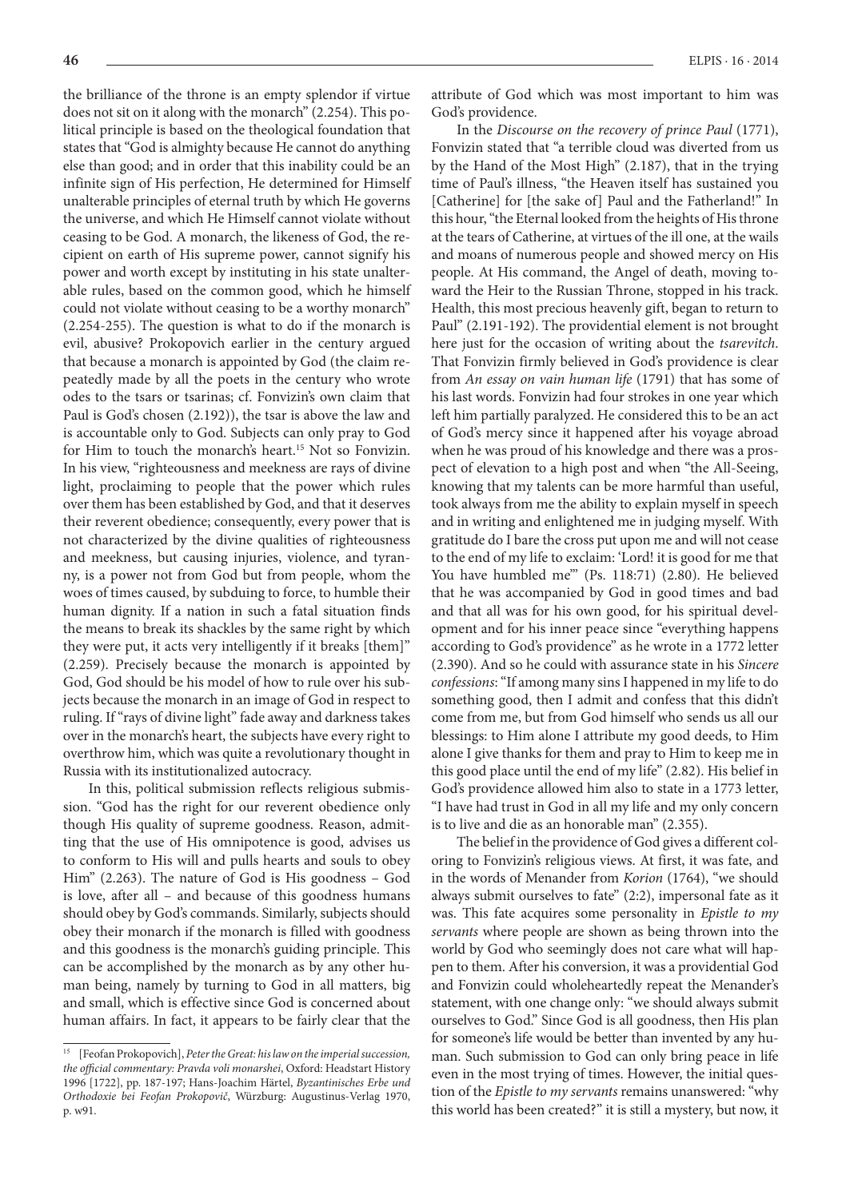the brilliance of the throne is an empty splendor if virtue does not sit on it along with the monarch" (2.254). This political principle is based on the theological foundation that states that "God is almighty because He cannot do anything else than good; and in order that this inability could be an infinite sign of His perfection, He determined for Himself unalterable principles of eternal truth by which He governs the universe, and which He Himself cannot violate without ceasing to be God. A monarch, the likeness of God, the recipient on earth of His supreme power, cannot signify his power and worth except by instituting in his state unalterable rules, based on the common good, which he himself could not violate without ceasing to be a worthy monarch" (2.254-255). The question is what to do if the monarch is evil, abusive? Prokopovich earlier in the century argued that because a monarch is appointed by God (the claim repeatedly made by all the poets in the century who wrote odes to the tsars or tsarinas; cf. Fonvizin's own claim that Paul is God's chosen (2.192)), the tsar is above the law and is accountable only to God. Subjects can only pray to God for Him to touch the monarch's heart.[15] Not so Fonvizin. In his view, "righteousness and meekness are rays of divine light, proclaiming to people that the power which rules over them has been established by God, and that it deserves their reverent obedience; consequently, every power that is not characterized by the divine qualities of righteousness and meekness, but causing injuries, violence, and tyranny, is a power not from God but from people, whom the woes of times caused, by subduing to force, to humble their human dignity. If a nation in such a fatal situation finds the means to break its shackles by the same right by which they were put, it acts very intelligently if it breaks [them]" (2.259). Precisely because the monarch is appointed by God, God should be his model of how to rule over his subjects because the monarch in an image of God in respect to ruling. If "rays of divine light" fade away and darkness takes over in the monarch's heart, the subjects have every right to overthrow him, which was quite a revolutionary thought in Russia with its institutionalized autocracy.

In this, political submission reflects religious submission. "God has the right for our reverent obedience only though His quality of supreme goodness. Reason, admitting that the use of His omnipotence is good, advises us to conform to His will and pulls hearts and souls to obey Him" (2.263). The nature of God is His goodness – God is love, after all – and because of this goodness humans should obey by God's commands. Similarly, subjects should obey their monarch if the monarch is filled with goodness and this goodness is the monarch's guiding principle. This can be accomplished by the monarch as by any other human being, namely by turning to God in all matters, big and small, which is effective since God is concerned about human affairs. In fact, it appears to be fairly clear that the attribute of God which was most important to him was God's providence.

In the *Discourse on the recovery of prince Paul* (1771), Fonvizin stated that "a terrible cloud was diverted from us by the Hand of the Most High" (2.187), that in the trying time of Paul's illness, "the Heaven itself has sustained you [Catherine] for [the sake of] Paul and the Fatherland!" In this hour, "the Eternal looked from the heights of His throne at the tears of Catherine, at virtues of the ill one, at the wails and moans of numerous people and showed mercy on His people. At His command, the Angel of death, moving toward the Heir to the Russian Throne, stopped in his track. Health, this most precious heavenly gift, began to return to Paul" (2.191-192). The providential element is not brought here just for the occasion of writing about the *tsarevitch*. That Fonvizin firmly believed in God's providence is clear from *An essay on vain human life* (1791) that has some of his last words. Fonvizin had four strokes in one year which left him partially paralyzed. He considered this to be an act of God's mercy since it happened after his voyage abroad when he was proud of his knowledge and there was a prospect of elevation to a high post and when "the All-Seeing, knowing that my talents can be more harmful than useful, took always from me the ability to explain myself in speech and in writing and enlightened me in judging myself. With gratitude do I bare the cross put upon me and will not cease to the end of my life to exclaim: 'Lord! it is good for me that You have humbled me'" (Ps. 118:71) (2.80). He believed that he was accompanied by God in good times and bad and that all was for his own good, for his spiritual development and for his inner peace since "everything happens according to God's providence" as he wrote in a 1772 letter (2.390). And so he could with assurance state in his *Sincere confessions*: "If among many sins I happened in my life to do something good, then I admit and confess that this didn't come from me, but from God himself who sends us all our blessings: to Him alone I attribute my good deeds, to Him alone I give thanks for them and pray to Him to keep me in this good place until the end of my life" (2.82). His belief in God's providence allowed him also to state in a 1773 letter, "I have had trust in God in all my life and my only concern is to live and die as an honorable man" (2.355).

The belief in the providence of God gives a different coloring to Fonvizin's religious views. At first, it was fate, and in the words of Menander from *Korion* (1764), "we should always submit ourselves to fate" (2:2), impersonal fate as it was. This fate acquires some personality in *Epistle to my servants* where people are shown as being thrown into the world by God who seemingly does not care what will happen to them. After his conversion, it was a providential God and Fonvizin could wholeheartedly repeat the Menander's statement, with one change only: "we should always submit ourselves to God." Since God is all goodness, then His plan for someone's life would be better than invented by any human. Such submission to God can only bring peace in life even in the most trying of times. However, the initial question of the *Epistle to my servants* remains unanswered: "why this world has been created?" it is still a mystery, but now, it

---

[15] [Feofan Prokopovich], *Peter the Great: his law on the imperial succession, the official commentary: Pravda voli monarshei*, Oxford: Headstart History 1996 [1722], pp. 187-197; Hans-Joachim Härtel, *Byzantinisches Erbe und Orthodoxie bei Feofan Prokopovič*, Würzburg: Augustinus-Verlag 1970, p. w91.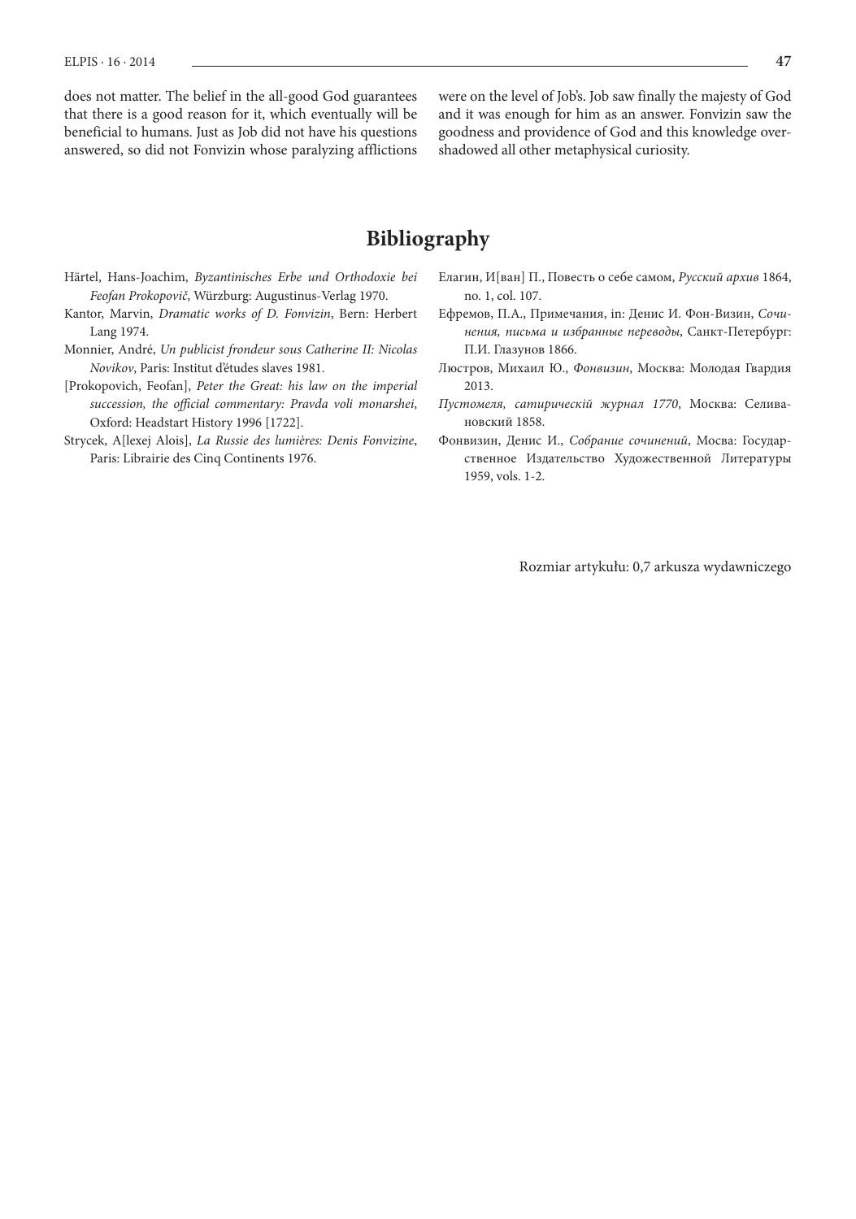does not matter. The belief in the all-good God guarantees that there is a good reason for it, which eventually will be beneficial to humans. Just as Job did not have his questions answered, so did not Fonvizin whose paralyzing afflictions were on the level of Job's. Job saw finally the majesty of God and it was enough for him as an answer. Fonvizin saw the goodness and providence of God and this knowledge overshadowed all other metaphysical curiosity.

## Bibliography

Härtel, Hans-Joachim, *Byzantinisches Erbe und Orthodoxie bei Feofan Prokopovič*, Würzburg: Augustinus-Verlag 1970.

Kantor, Marvin, *Dramatic works of D. Fonvizin*, Bern: Herbert Lang 1974.

Monnier, André, *Un publicist frondeur sous Catherine II: Nicolas Novikov*, Paris: Institut d'études slaves 1981.

[Prokopovich, Feofan], *Peter the Great: his law on the imperial succession, the official commentary: Pravda voli monarshei*, Oxford: Headstart History 1996 [1722].

Strycek, A[lexej Alois], *La Russie des lumières: Denis Fonvizine*, Paris: Librairie des Cinq Continents 1976.

Елагин, И[ван] П., Повесть о себе самом, *Русский архив* 1864, no. 1, col. 107.

Ефремов, П.А., Примечания, in: Денис И. Фон-Визин, *Сочинения, письма и избранные переводы*, Санкт-Петербург: П.И. Глазунов 1866.

Люстров, Михаил Ю., *Фонвизин*, Москва: Молодая Гвардия 2013.

*Пустомеля, сатирическiй журнал 1770*, Москва: Селивановский 1858.

Фонвизин, Денис И., *Собрание сочинений*, Мосва: Государственное Издательство Художественной Литературы 1959, vols. 1-2.

Rozmiar artykułu: 0,7 arkusza wydawniczego